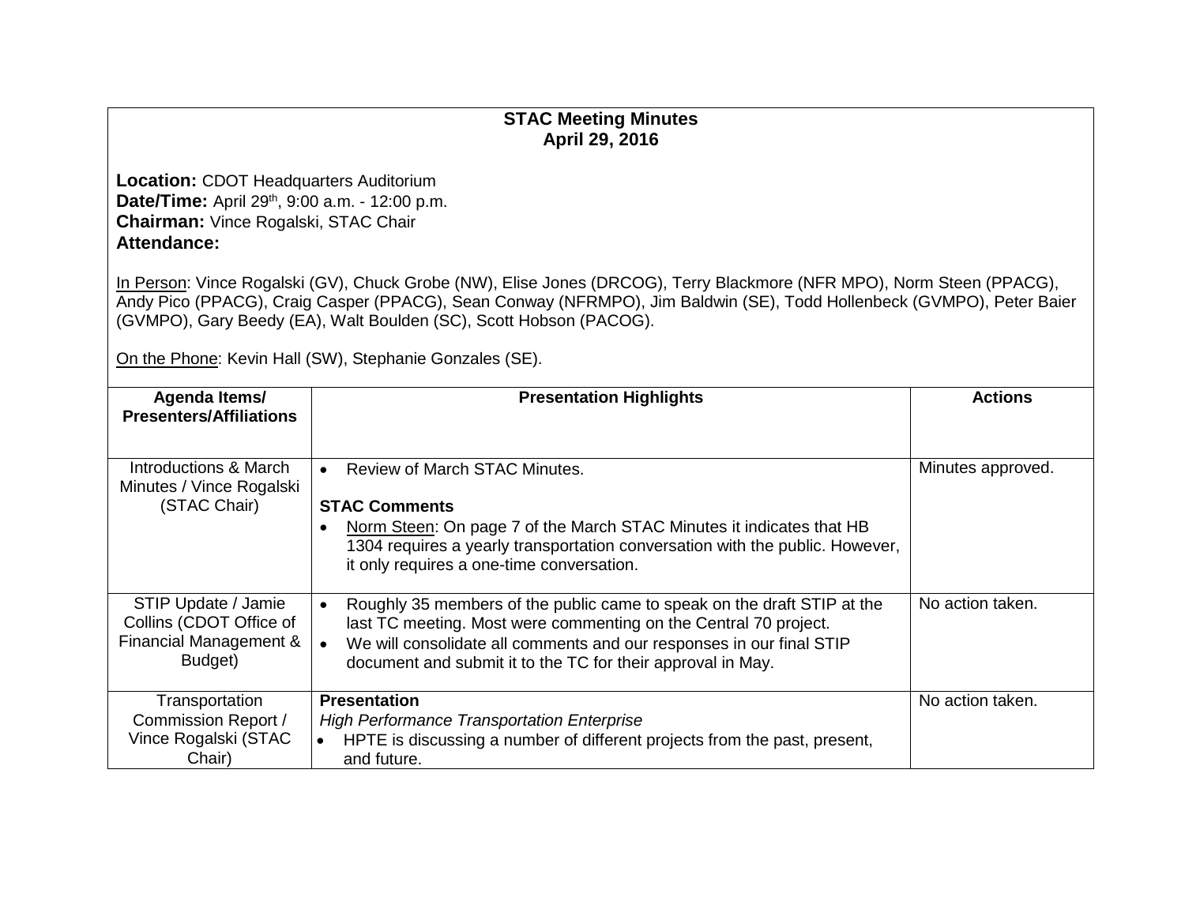**STAC Meeting Minutes**
**April 29, 2016**

**Location:** CDOT Headquarters Auditorium
**Date/Time:** April 29th, 9:00 a.m. - 12:00 p.m.
**Chairman:** Vince Rogalski, STAC Chair
**Attendance:**

In Person: Vince Rogalski (GV), Chuck Grobe (NW), Elise Jones (DRCOG), Terry Blackmore (NFR MPO), Norm Steen (PPACG), Andy Pico (PPACG), Craig Casper (PPACG), Sean Conway (NFRMPO), Jim Baldwin (SE), Todd Hollenbeck (GVMPO), Peter Baier (GVMPO), Gary Beedy (EA), Walt Boulden (SC), Scott Hobson (PACOG).

On the Phone: Kevin Hall (SW), Stephanie Gonzales (SE).

| Agenda Items/ Presenters/Affiliations | Presentation Highlights | Actions |
|---|---|---|
| Introductions & March Minutes / Vince Rogalski (STAC Chair) | • Review of March STAC Minutes.<br><br>**STAC Comments**<br>• Norm Steen: On page 7 of the March STAC Minutes it indicates that HB 1304 requires a yearly transportation conversation with the public. However, it only requires a one-time conversation. | Minutes approved. |
| STIP Update / Jamie Collins (CDOT Office of Financial Management & Budget) | • Roughly 35 members of the public came to speak on the draft STIP at the last TC meeting. Most were commenting on the Central 70 project.<br>• We will consolidate all comments and our responses in our final STIP document and submit it to the TC for their approval in May. | No action taken. |
| Transportation Commission Report / Vince Rogalski (STAC Chair) | **Presentation**<br>*High Performance Transportation Enterprise*<br>• HPTE is discussing a number of different projects from the past, present, and future. | No action taken. |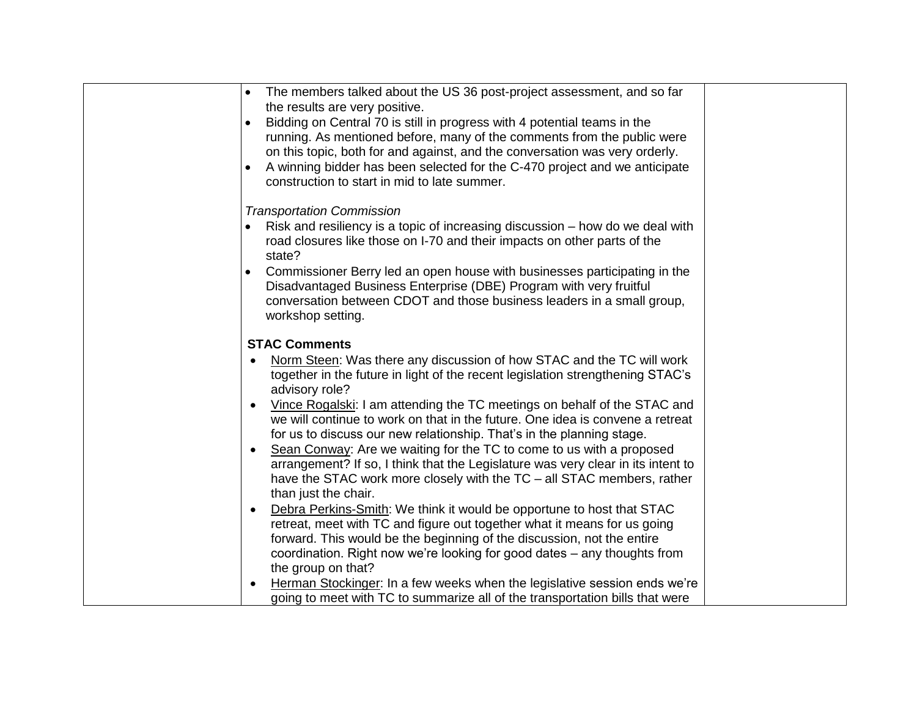| | | |
|---|---|---|
| | • The members talked about the US 36 post-project assessment, and so far the results are very positive.<br>• Bidding on Central 70 is still in progress with 4 potential teams in the running. As mentioned before, many of the comments from the public were on this topic, both for and against, and the conversation was very orderly.<br>• A winning bidder has been selected for the C-470 project and we anticipate construction to start in mid to late summer.<br><br>*Transportation Commission*<br>• Risk and resiliency is a topic of increasing discussion – how do we deal with road closures like those on I-70 and their impacts on other parts of the state?<br>• Commissioner Berry led an open house with businesses participating in the Disadvantaged Business Enterprise (DBE) Program with very fruitful conversation between CDOT and those business leaders in a small group, workshop setting.<br><br>**STAC Comments**<br>• Norm Steen: Was there any discussion of how STAC and the TC will work together in the future in light of the recent legislation strengthening STAC's advisory role?<br>• Vince Rogalski: I am attending the TC meetings on behalf of the STAC and we will continue to work on that in the future. One idea is convene a retreat for us to discuss our new relationship. That's in the planning stage.<br>• Sean Conway: Are we waiting for the TC to come to us with a proposed arrangement? If so, I think that the Legislature was very clear in its intent to have the STAC work more closely with the TC – all STAC members, rather than just the chair.<br>• Debra Perkins-Smith: We think it would be opportune to host that STAC retreat, meet with TC and figure out together what it means for us going forward. This would be the beginning of the discussion, not the entire coordination. Right now we're looking for good dates – any thoughts from the group on that?<br>• Herman Stockinger: In a few weeks when the legislative session ends we're going to meet with TC to summarize all of the transportation bills that were | |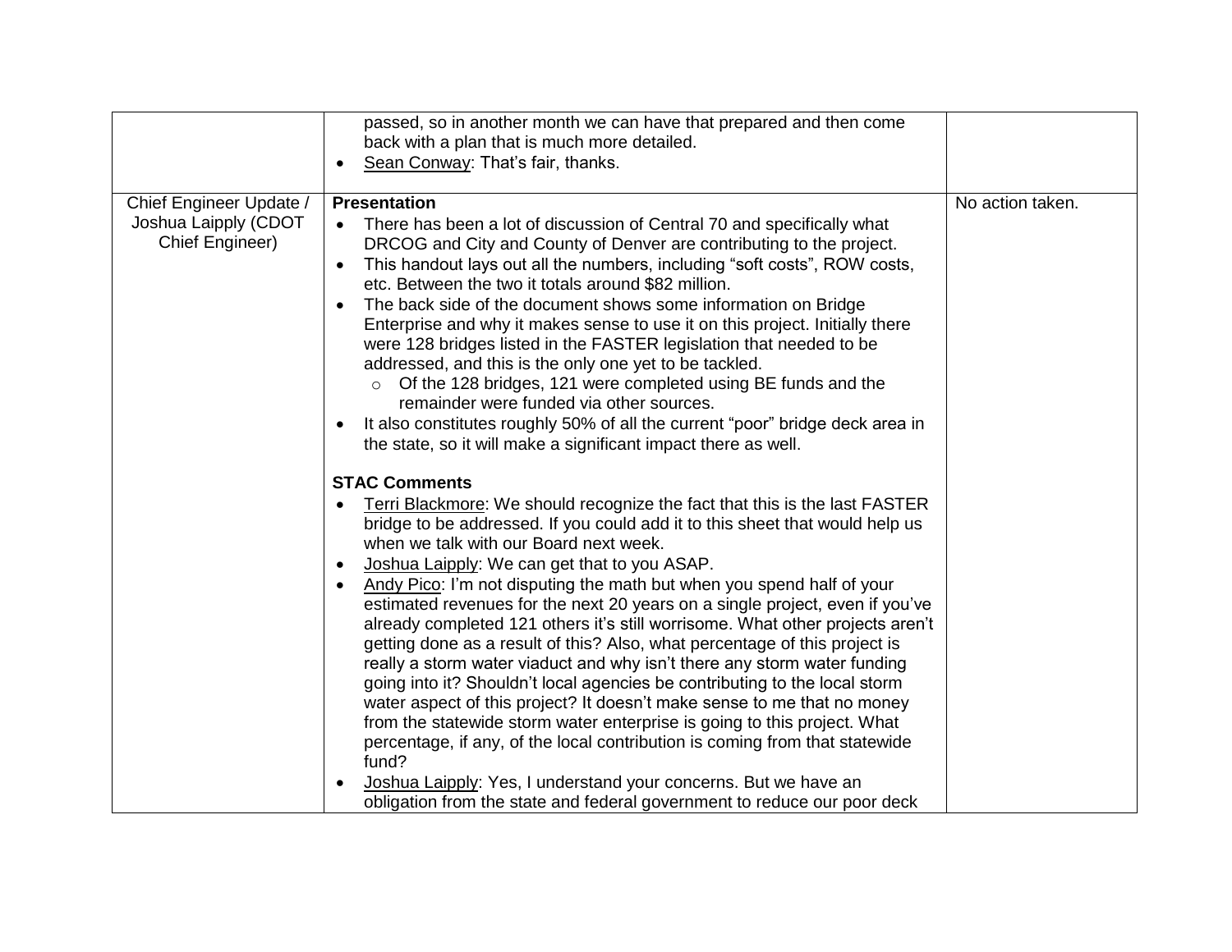| | | |
|---|---|---|
| | passed, so in another month we can have that prepared and then come back with a plan that is much more detailed.<br>• Sean Conway: That's fair, thanks. | |
| Chief Engineer Update / Joshua Laipply (CDOT Chief Engineer) | **Presentation**<br>• There has been a lot of discussion of Central 70 and specifically what DRCOG and City and County of Denver are contributing to the project.<br>• This handout lays out all the numbers, including "soft costs", ROW costs, etc. Between the two it totals around $82 million.<br>• The back side of the document shows some information on Bridge Enterprise and why it makes sense to use it on this project. Initially there were 128 bridges listed in the FASTER legislation that needed to be addressed, and this is the only one yet to be tackled.<br>  ○ Of the 128 bridges, 121 were completed using BE funds and the remainder were funded via other sources.<br>• It also constitutes roughly 50% of all the current "poor" bridge deck area in the state, so it will make a significant impact there as well.<br><br>**STAC Comments**<br>• Terri Blackmore: We should recognize the fact that this is the last FASTER bridge to be addressed. If you could add it to this sheet that would help us when we talk with our Board next week.<br>• Joshua Laipply: We can get that to you ASAP.<br>• Andy Pico: I'm not disputing the math but when you spend half of your estimated revenues for the next 20 years on a single project, even if you've already completed 121 others it's still worrisome. What other projects aren't getting done as a result of this? Also, what percentage of this project is really a storm water viaduct and why isn't there any storm water funding going into it? Shouldn't local agencies be contributing to the local storm water aspect of this project? It doesn't make sense to me that no money from the statewide storm water enterprise is going to this project. What percentage, if any, of the local contribution is coming from that statewide fund?<br>• Joshua Laipply: Yes, I understand your concerns. But we have an obligation from the state and federal government to reduce our poor deck | No action taken. |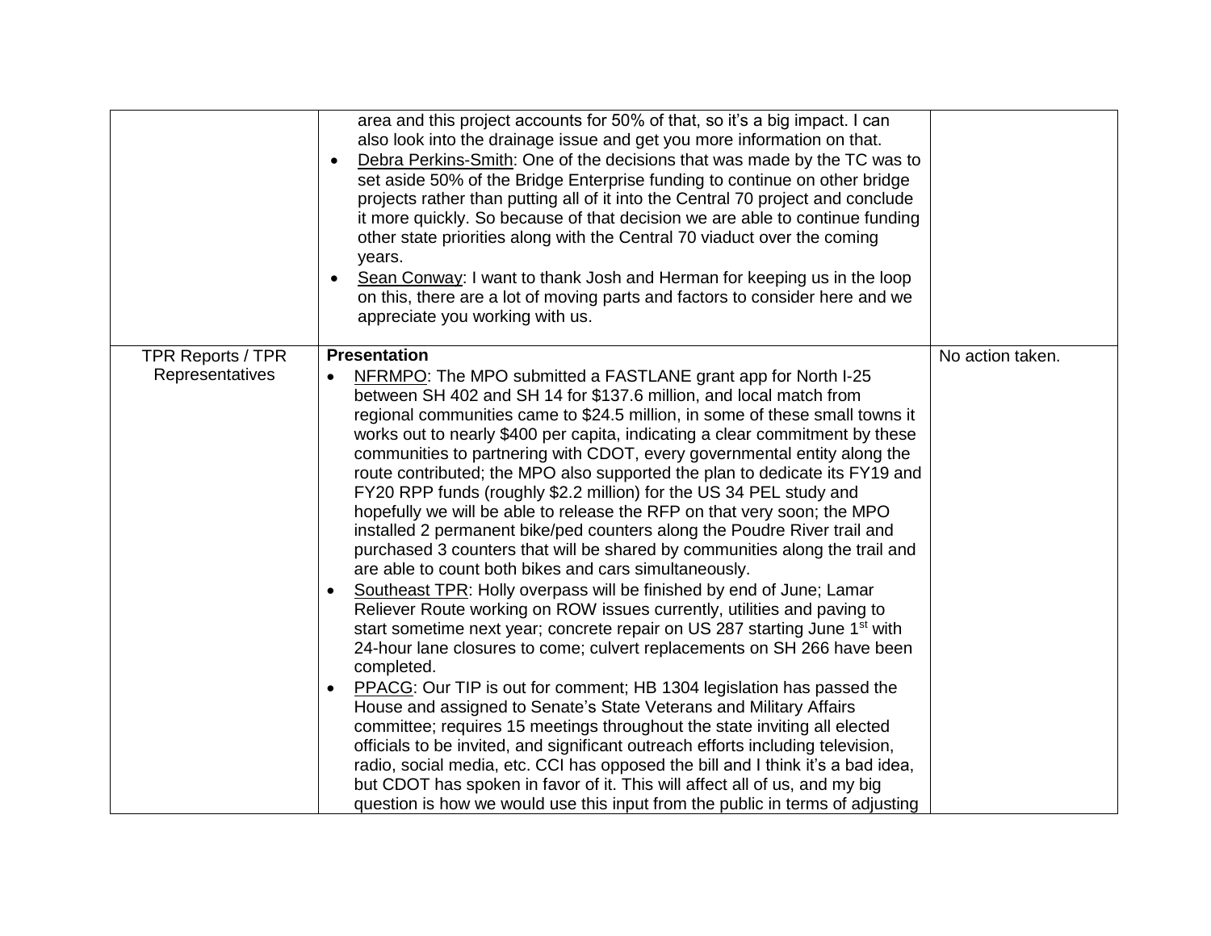| | | |
|---|---|---|
| | area and this project accounts for 50% of that, so it's a big impact. I can also look into the drainage issue and get you more information on that.<br>• Debra Perkins-Smith: One of the decisions that was made by the TC was to set aside 50% of the Bridge Enterprise funding to continue on other bridge projects rather than putting all of it into the Central 70 project and conclude it more quickly. So because of that decision we are able to continue funding other state priorities along with the Central 70 viaduct over the coming years.<br>• Sean Conway: I want to thank Josh and Herman for keeping us in the loop on this, there are a lot of moving parts and factors to consider here and we appreciate you working with us. | |
| TPR Reports / TPR Representatives | **Presentation**<br>• NFRMPO: The MPO submitted a FASTLANE grant app for North I-25 between SH 402 and SH 14 for $137.6 million, and local match from regional communities came to $24.5 million, in some of these small towns it works out to nearly $400 per capita, indicating a clear commitment by these communities to partnering with CDOT, every governmental entity along the route contributed; the MPO also supported the plan to dedicate its FY19 and FY20 RPP funds (roughly $2.2 million) for the US 34 PEL study and hopefully we will be able to release the RFP on that very soon; the MPO installed 2 permanent bike/ped counters along the Poudre River trail and purchased 3 counters that will be shared by communities along the trail and are able to count both bikes and cars simultaneously.<br>• Southeast TPR: Holly overpass will be finished by end of June; Lamar Reliever Route working on ROW issues currently, utilities and paving to start sometime next year; concrete repair on US 287 starting June 1st with 24-hour lane closures to come; culvert replacements on SH 266 have been completed.<br>• PPACG: Our TIP is out for comment; HB 1304 legislation has passed the House and assigned to Senate's State Veterans and Military Affairs committee; requires 15 meetings throughout the state inviting all elected officials to be invited, and significant outreach efforts including television, radio, social media, etc. CCI has opposed the bill and I think it's a bad idea, but CDOT has spoken in favor of it. This will affect all of us, and my big question is how we would use this input from the public in terms of adjusting | No action taken. |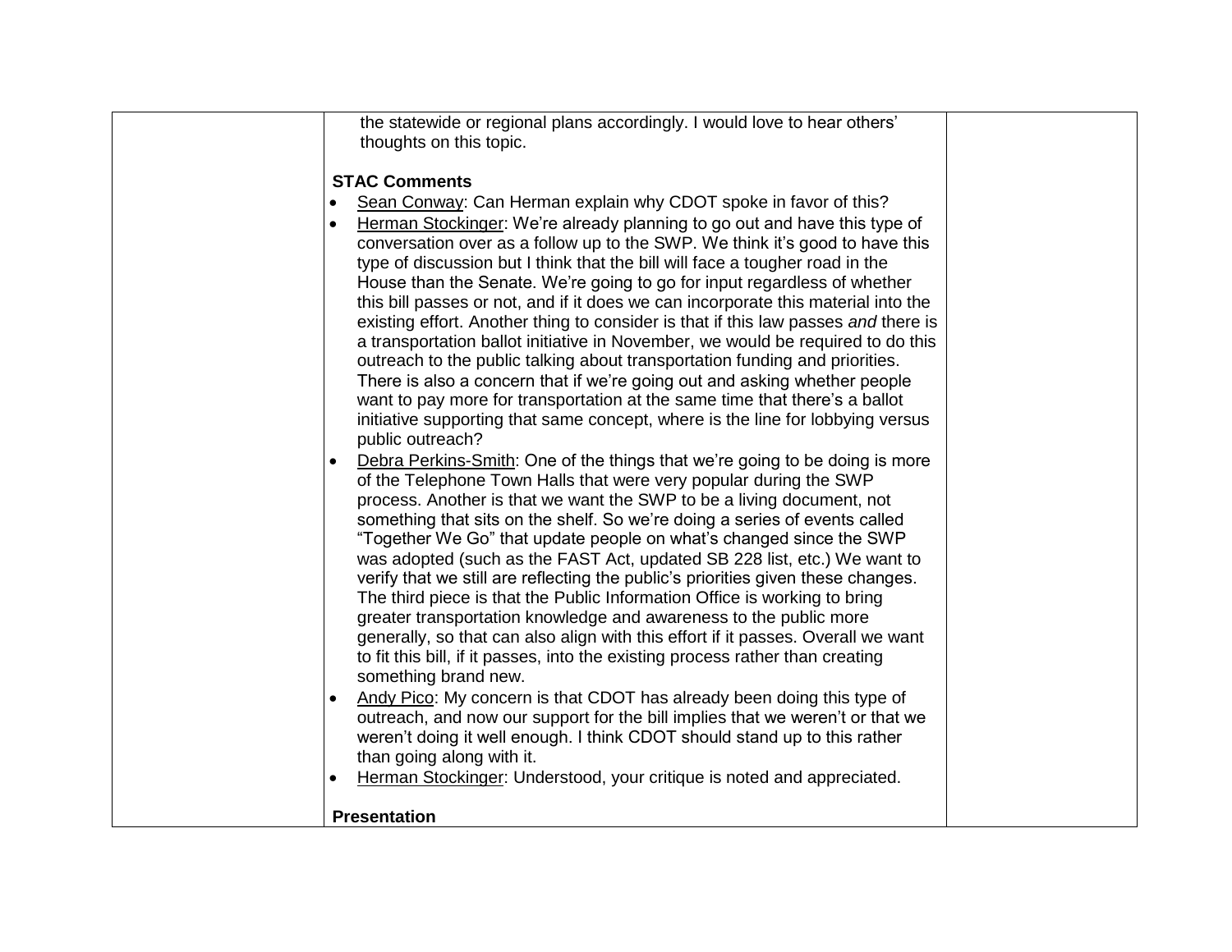| | the statewide or regional plans accordingly. I would love to hear others' thoughts on this topic.<br><br>**STAC Comments**<br>• <u>Sean Conway</u>: Can Herman explain why CDOT spoke in favor of this?<br>• <u>Herman Stockinger</u>: We're already planning to go out and have this type of conversation over as a follow up to the SWP. We think it's good to have this type of discussion but I think that the bill will face a tougher road in the House than the Senate. We're going to go for input regardless of whether this bill passes or not, and if it does we can incorporate this material into the existing effort. Another thing to consider is that if this law passes *and* there is a transportation ballot initiative in November, we would be required to do this outreach to the public talking about transportation funding and priorities. There is also a concern that if we're going out and asking whether people want to pay more for transportation at the same time that there's a ballot initiative supporting that same concept, where is the line for lobbying versus public outreach?<br>• <u>Debra Perkins-Smith</u>: One of the things that we're going to be doing is more of the Telephone Town Halls that were very popular during the SWP process. Another is that we want the SWP to be a living document, not something that sits on the shelf. So we're doing a series of events called "Together We Go" that update people on what's changed since the SWP was adopted (such as the FAST Act, updated SB 228 list, etc.) We want to verify that we still are reflecting the public's priorities given these changes. The third piece is that the Public Information Office is working to bring greater transportation knowledge and awareness to the public more generally, so that can also align with this effort if it passes. Overall we want to fit this bill, if it passes, into the existing process rather than creating something brand new.<br>• <u>Andy Pico</u>: My concern is that CDOT has already been doing this type of outreach, and now our support for the bill implies that we weren't or that we weren't doing it well enough. I think CDOT should stand up to this rather than going along with it.<br>• <u>Herman Stockinger</u>: Understood, your critique is noted and appreciated.<br><br>**Presentation** | |
|---|---|---|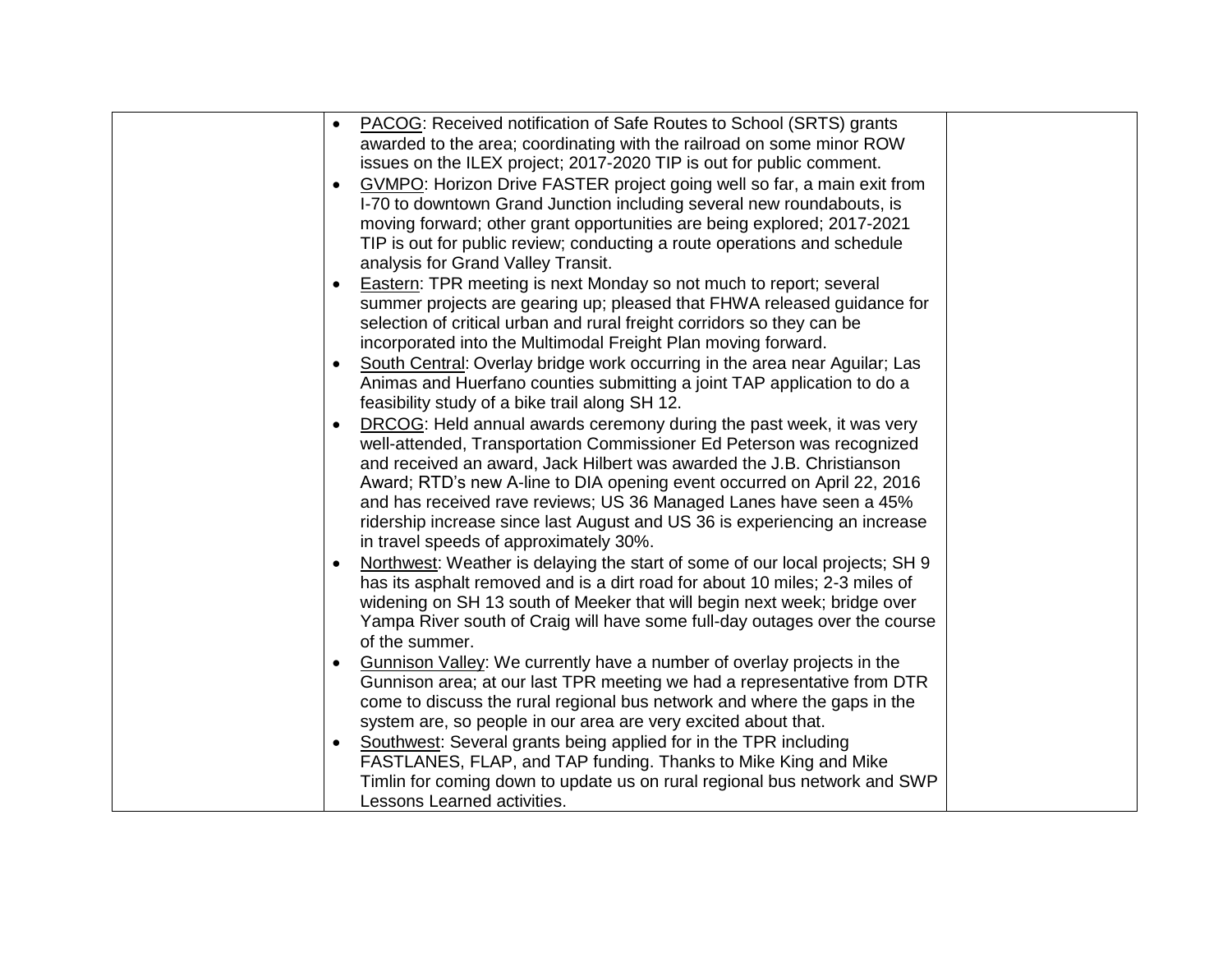| | | |
|---|---|---|
| | • <u>PACOG</u>: Received notification of Safe Routes to School (SRTS) grants awarded to the area; coordinating with the railroad on some minor ROW issues on the ILEX project; 2017-2020 TIP is out for public comment.<br>• <u>GVMPO</u>: Horizon Drive FASTER project going well so far, a main exit from I-70 to downtown Grand Junction including several new roundabouts, is moving forward; other grant opportunities are being explored; 2017-2021 TIP is out for public review; conducting a route operations and schedule analysis for Grand Valley Transit.<br>• <u>Eastern</u>: TPR meeting is next Monday so not much to report; several summer projects are gearing up; pleased that FHWA released guidance for selection of critical urban and rural freight corridors so they can be incorporated into the Multimodal Freight Plan moving forward.<br>• <u>South Central</u>: Overlay bridge work occurring in the area near Aguilar; Las Animas and Huerfano counties submitting a joint TAP application to do a feasibility study of a bike trail along SH 12.<br>• <u>DRCOG</u>: Held annual awards ceremony during the past week, it was very well-attended, Transportation Commissioner Ed Peterson was recognized and received an award, Jack Hilbert was awarded the J.B. Christianson Award; RTD's new A-line to DIA opening event occurred on April 22, 2016 and has received rave reviews; US 36 Managed Lanes have seen a 45% ridership increase since last August and US 36 is experiencing an increase in travel speeds of approximately 30%.<br>• <u>Northwest</u>: Weather is delaying the start of some of our local projects; SH 9 has its asphalt removed and is a dirt road for about 10 miles; 2-3 miles of widening on SH 13 south of Meeker that will begin next week; bridge over Yampa River south of Craig will have some full-day outages over the course of the summer.<br>• <u>Gunnison Valley</u>: We currently have a number of overlay projects in the Gunnison area; at our last TPR meeting we had a representative from DTR come to discuss the rural regional bus network and where the gaps in the system are, so people in our area are very excited about that.<br>• <u>Southwest</u>: Several grants being applied for in the TPR including FASTLANES, FLAP, and TAP funding. Thanks to Mike King and Mike Timlin for coming down to update us on rural regional bus network and SWP Lessons Learned activities. | |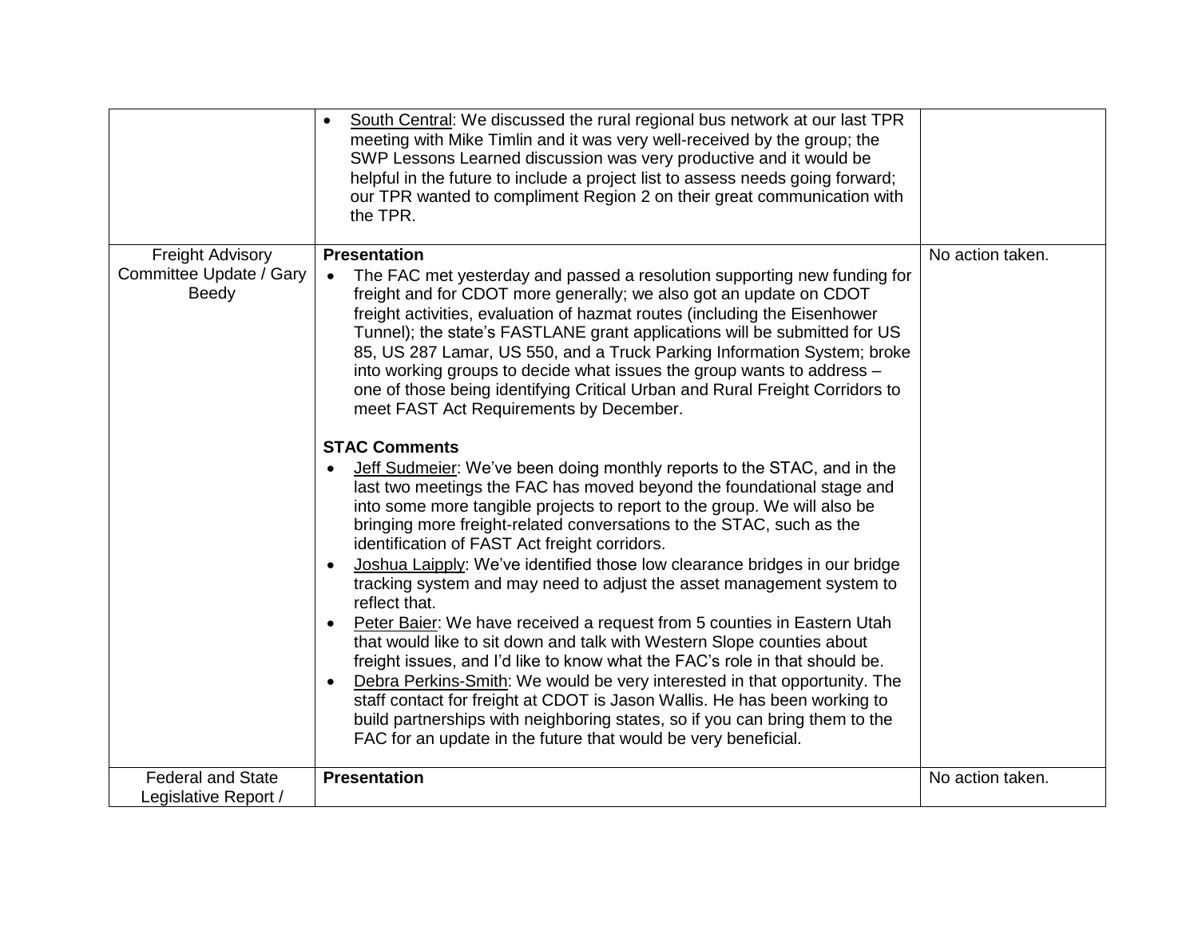|  |  |  |
| --- | --- | --- |
|  | • South Central: We discussed the rural regional bus network at our last TPR meeting with Mike Timlin and it was very well-received by the group; the SWP Lessons Learned discussion was very productive and it would be helpful in the future to include a project list to assess needs going forward; our TPR wanted to compliment Region 2 on their great communication with the TPR. |  |
| Freight Advisory Committee Update / Gary Beedy | **Presentation**<br>• The FAC met yesterday and passed a resolution supporting new funding for freight and for CDOT more generally; we also got an update on CDOT freight activities, evaluation of hazmat routes (including the Eisenhower Tunnel); the state's FASTLANE grant applications will be submitted for US 85, US 287 Lamar, US 550, and a Truck Parking Information System; broke into working groups to decide what issues the group wants to address – one of those being identifying Critical Urban and Rural Freight Corridors to meet FAST Act Requirements by December.<br><br>**STAC Comments**<br>• Jeff Sudmeier: We've been doing monthly reports to the STAC, and in the last two meetings the FAC has moved beyond the foundational stage and into some more tangible projects to report to the group. We will also be bringing more freight-related conversations to the STAC, such as the identification of FAST Act freight corridors.<br>• Joshua Laipply: We've identified those low clearance bridges in our bridge tracking system and may need to adjust the asset management system to reflect that.<br>• Peter Baier: We have received a request from 5 counties in Eastern Utah that would like to sit down and talk with Western Slope counties about freight issues, and I'd like to know what the FAC's role in that should be.<br>• Debra Perkins-Smith: We would be very interested in that opportunity. The staff contact for freight at CDOT is Jason Wallis. He has been working to build partnerships with neighboring states, so if you can bring them to the FAC for an update in the future that would be very beneficial. | No action taken. |
| Federal and State Legislative Report / | **Presentation** | No action taken. |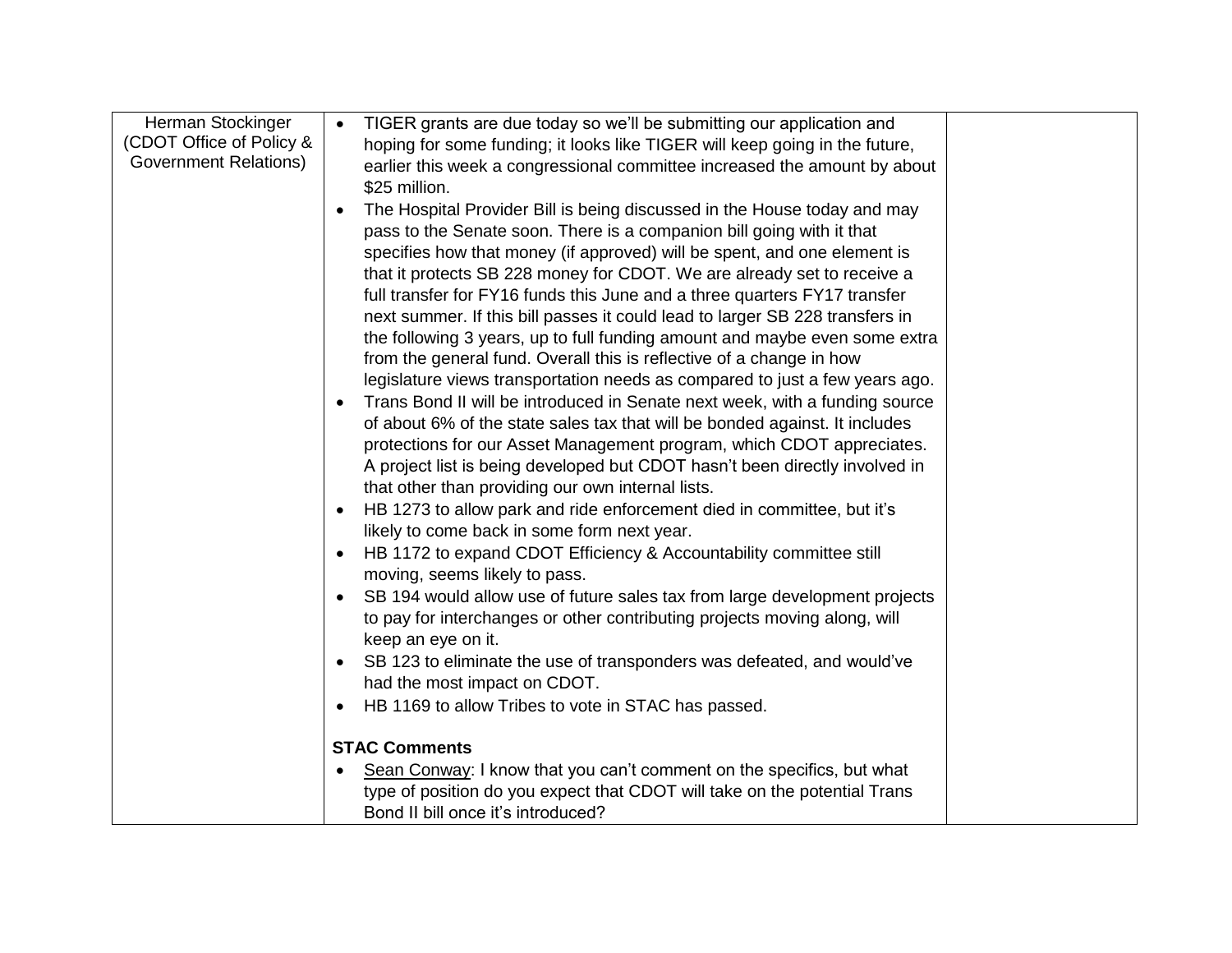| | | |
|---|---|---|
| Herman Stockinger (CDOT Office of Policy & Government Relations) | • TIGER grants are due today so we'll be submitting our application and hoping for some funding; it looks like TIGER will keep going in the future, earlier this week a congressional committee increased the amount by about \$25 million.<br>• The Hospital Provider Bill is being discussed in the House today and may pass to the Senate soon. There is a companion bill going with it that specifies how that money (if approved) will be spent, and one element is that it protects SB 228 money for CDOT. We are already set to receive a full transfer for FY16 funds this June and a three quarters FY17 transfer next summer. If this bill passes it could lead to larger SB 228 transfers in the following 3 years, up to full funding amount and maybe even some extra from the general fund. Overall this is reflective of a change in how legislature views transportation needs as compared to just a few years ago.<br>• Trans Bond II will be introduced in Senate next week, with a funding source of about 6% of the state sales tax that will be bonded against. It includes protections for our Asset Management program, which CDOT appreciates. A project list is being developed but CDOT hasn't been directly involved in that other than providing our own internal lists.<br>• HB 1273 to allow park and ride enforcement died in committee, but it's likely to come back in some form next year.<br>• HB 1172 to expand CDOT Efficiency & Accountability committee still moving, seems likely to pass.<br>• SB 194 would allow use of future sales tax from large development projects to pay for interchanges or other contributing projects moving along, will keep an eye on it.<br>• SB 123 to eliminate the use of transponders was defeated, and would've had the most impact on CDOT.<br>• HB 1169 to allow Tribes to vote in STAC has passed.<br><br>**STAC Comments**<br>• Sean Conway: I know that you can't comment on the specifics, but what type of position do you expect that CDOT will take on the potential Trans Bond II bill once it's introduced? | |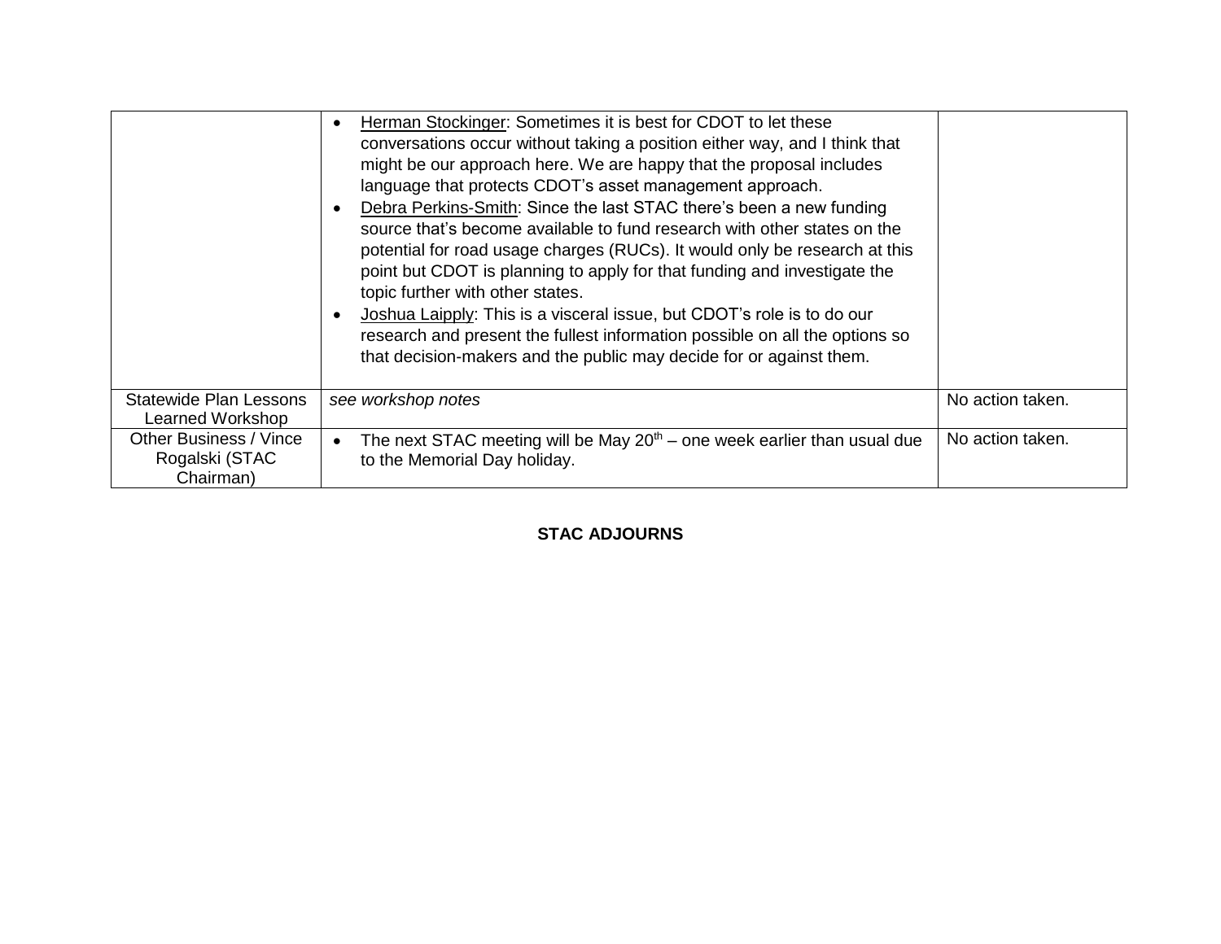| | | |
|---|---|---|
| | • Herman Stockinger: Sometimes it is best for CDOT to let these conversations occur without taking a position either way, and I think that might be our approach here. We are happy that the proposal includes language that protects CDOT's asset management approach.<br>• Debra Perkins-Smith: Since the last STAC there's been a new funding source that's become available to fund research with other states on the potential for road usage charges (RUCs). It would only be research at this point but CDOT is planning to apply for that funding and investigate the topic further with other states.<br>• Joshua Laipply: This is a visceral issue, but CDOT's role is to do our research and present the fullest information possible on all the options so that decision-makers and the public may decide for or against them. | |
| Statewide Plan Lessons Learned Workshop | *see workshop notes* | No action taken. |
| Other Business / Vince Rogalski (STAC Chairman) | • The next STAC meeting will be May 20th – one week earlier than usual due to the Memorial Day holiday. | No action taken. |

**STAC ADJOURNS**